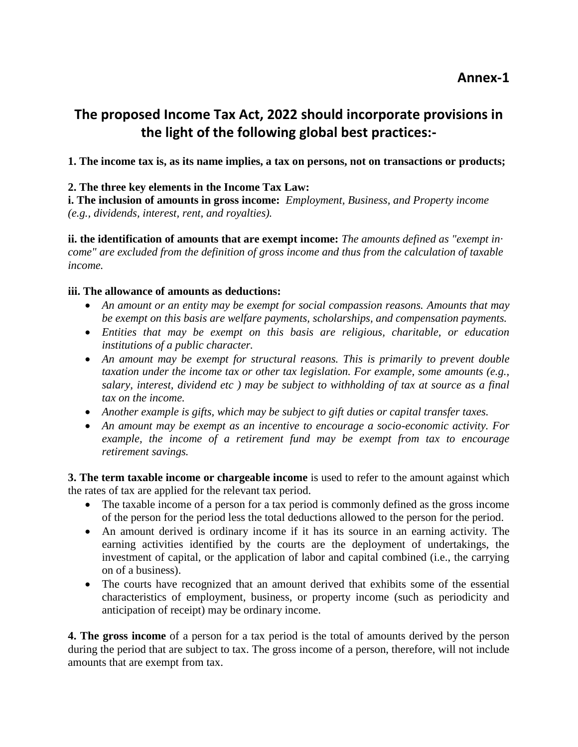**Annex-1**

# The proposed Income Tax Act, 2022 should incorporate provisions in the light of the following global best practices:-

**1. The income tax is, as its name implies, a tax on persons, not on transactions or products;**

**2. The three key elements in the Income Tax Law:**

**i. The inclusion of amounts in gross income:** *Employment, Business, and Property income (e.g., dividends, interest, rent, and royalties).*

**ii. the identification of amounts that are exempt income:** *The amounts defined as "exempt in· come" are excluded from the definition of gross income and thus from the calculation of taxable income.*

**iii. The allowance of amounts as deductions:**

- *An amount or an entity may be exempt for social compassion reasons. Amounts that may be exempt on this basis are welfare payments, scholarships, and compensation payments.*
- *Entities that may be exempt on this basis are religious, charitable, or education institutions of a public character.*
- *An amount may be exempt for structural reasons. This is primarily to prevent double taxation under the income tax or other tax legislation. For example, some amounts (e.g., salary, interest, dividend etc ) may be subject to withholding of tax at source as a final tax on the income.*
- *Another example is gifts, which may be subject to gift duties or capital transfer taxes.*
- *An amount may be exempt as an incentive to encourage a socio-economic activity. For example, the income of a retirement fund may be exempt from tax to encourage retirement savings.*

**3. The term taxable income or chargeable income** is used to refer to the amount against which the rates of tax are applied for the relevant tax period.

- The taxable income of a person for a tax period is commonly defined as the gross income of the person for the period less the total deductions allowed to the person for the period.
- An amount derived is ordinary income if it has its source in an earning activity. The earning activities identified by the courts are the deployment of undertakings, the investment of capital, or the application of labor and capital combined (i.e., the carrying on of a business).
- The courts have recognized that an amount derived that exhibits some of the essential characteristics of employment, business, or property income (such as periodicity and anticipation of receipt) may be ordinary income.

**4. The gross income** of a person for a tax period is the total of amounts derived by the person during the period that are subject to tax. The gross income of a person, therefore, will not include amounts that are exempt from tax.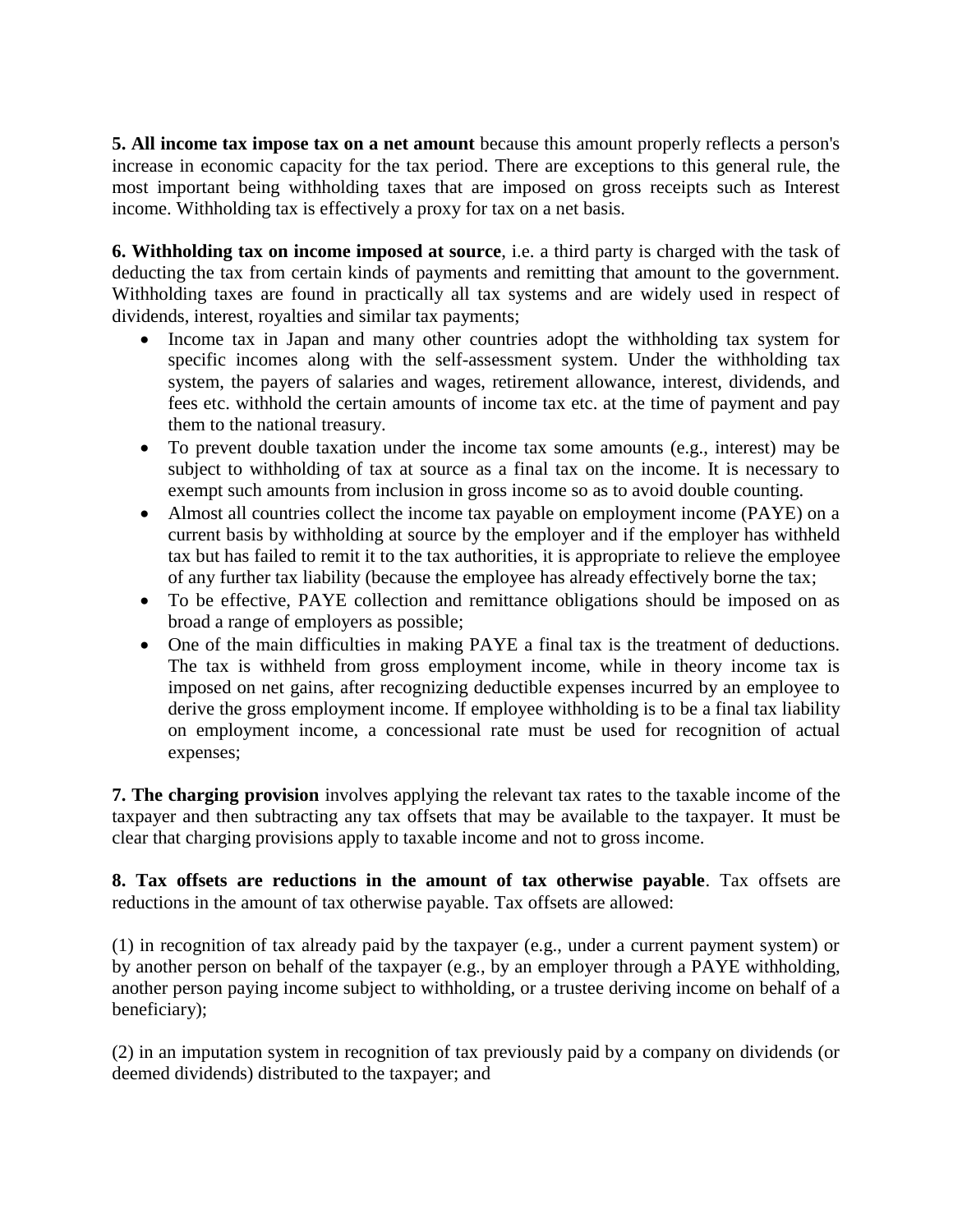**5. All income tax impose tax on a net amount** because this amount properly reflects a person's increase in economic capacity for the tax period. There are exceptions to this general rule, the most important being withholding taxes that are imposed on gross receipts such as Interest income. Withholding tax is effectively a proxy for tax on a net basis.

**6. Withholding tax on income imposed at source**, i.e. a third party is charged with the task of deducting the tax from certain kinds of payments and remitting that amount to the government. Withholding taxes are found in practically all tax systems and are widely used in respect of dividends, interest, royalties and similar tax payments;

- Income tax in Japan and many other countries adopt the withholding tax system for specific incomes along with the self-assessment system. Under the withholding tax system, the payers of salaries and wages, retirement allowance, interest, dividends, and fees etc. withhold the certain amounts of income tax etc. at the time of payment and pay them to the national treasury.
- To prevent double taxation under the income tax some amounts (e.g., interest) may be subject to withholding of tax at source as a final tax on the income. It is necessary to exempt such amounts from inclusion in gross income so as to avoid double counting.
- Almost all countries collect the income tax payable on employment income (PAYE) on a current basis by withholding at source by the employer and if the employer has withheld tax but has failed to remit it to the tax authorities, it is appropriate to relieve the employee of any further tax liability (because the employee has already effectively borne the tax;
- To be effective, PAYE collection and remittance obligations should be imposed on as broad a range of employers as possible;
- One of the main difficulties in making PAYE a final tax is the treatment of deductions. The tax is withheld from gross employment income, while in theory income tax is imposed on net gains, after recognizing deductible expenses incurred by an employee to derive the gross employment income. If employee withholding is to be a final tax liability on employment income, a concessional rate must be used for recognition of actual expenses;

**7. The charging provision** involves applying the relevant tax rates to the taxable income of the taxpayer and then subtracting any tax offsets that may be available to the taxpayer. It must be clear that charging provisions apply to taxable income and not to gross income.

**8. Tax offsets are reductions in the amount of tax otherwise payable**. Tax offsets are reductions in the amount of tax otherwise payable. Tax offsets are allowed:

(1) in recognition of tax already paid by the taxpayer (e.g., under a current payment system) or by another person on behalf of the taxpayer (e.g., by an employer through a PAYE withholding, another person paying income subject to withholding, or a trustee deriving income on behalf of a beneficiary);

(2) in an imputation system in recognition of tax previously paid by a company on dividends (or deemed dividends) distributed to the taxpayer; and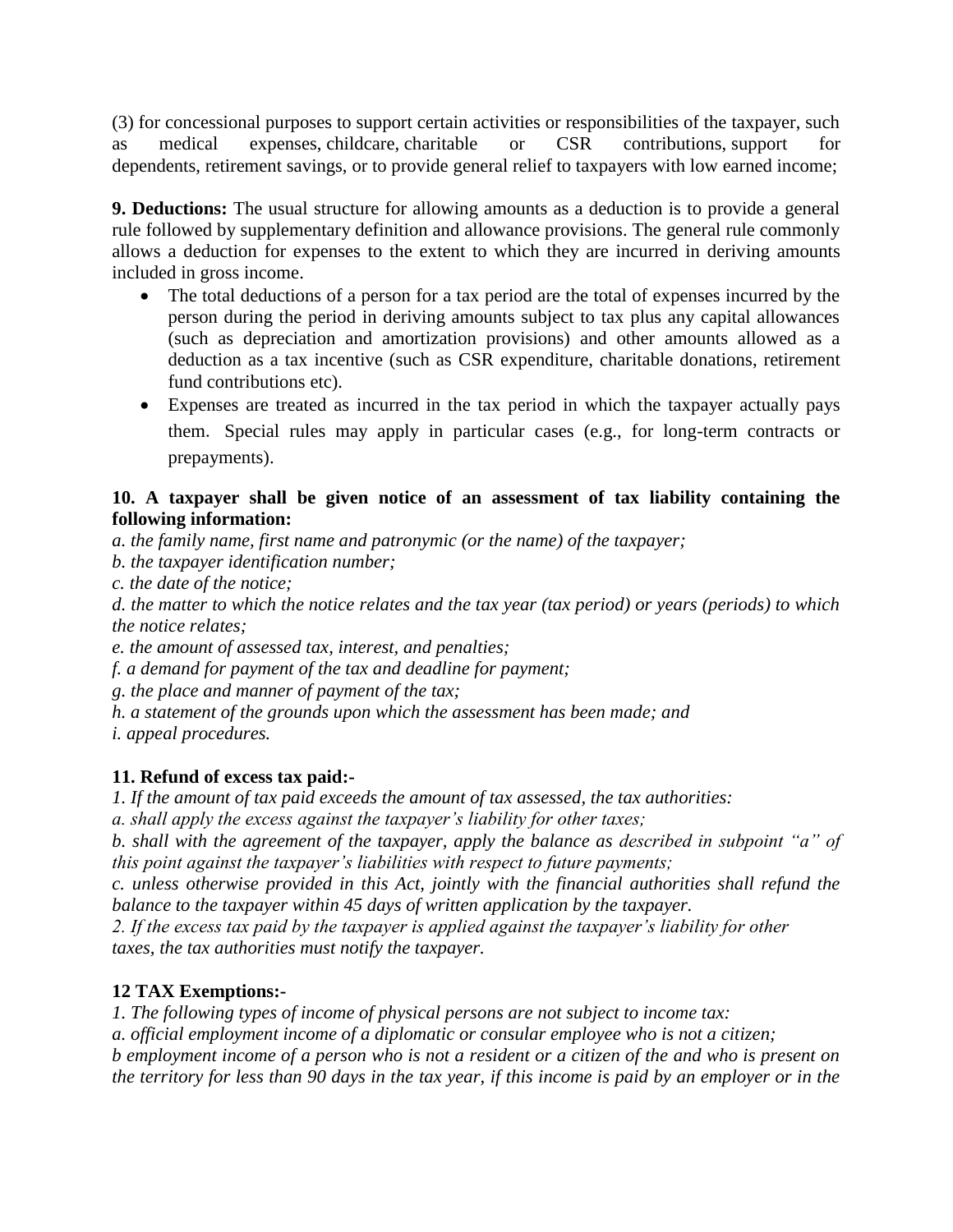(3) for concessional purposes to support certain activities or responsibilities of the taxpayer, such as medical expenses, childcare, charitable or CSR contributions, support for dependents, retirement savings, or to provide general relief to taxpayers with low earned income;

**9. Deductions:** The usual structure for allowing amounts as a deduction is to provide a general rule followed by supplementary definition and allowance provisions. The general rule commonly allows a deduction for expenses to the extent to which they are incurred in deriving amounts included in gross income.

- The total deductions of a person for a tax period are the total of expenses incurred by the person during the period in deriving amounts subject to tax plus any capital allowances (such as depreciation and amortization provisions) and other amounts allowed as a deduction as a tax incentive (such as CSR expenditure, charitable donations, retirement fund contributions etc).
- Expenses are treated as incurred in the tax period in which the taxpayer actually pays them. Special rules may apply in particular cases (e.g., for long-term contracts or prepayments).

**10. A taxpayer shall be given notice of an assessment of tax liability containing the following information:**

*a. the family name, first name and patronymic (or the name) of the taxpayer;*
*b. the taxpayer identification number;*
*c. the date of the notice;*
*d. the matter to which the notice relates and the tax year (tax period) or years (periods) to which the notice relates;*
*e. the amount of assessed tax, interest, and penalties;*
*f. a demand for payment of the tax and deadline for payment;*
*g. the place and manner of payment of the tax;*
*h. a statement of the grounds upon which the assessment has been made; and*
*i. appeal procedures.*

**11. Refund of excess tax paid:-**

*1. If the amount of tax paid exceeds the amount of tax assessed, the tax authorities:*
*a. shall apply the excess against the taxpayer's liability for other taxes;*
*b. shall with the agreement of the taxpayer, apply the balance as described in subpoint "a" of this point against the taxpayer's liabilities with respect to future payments;*
*c. unless otherwise provided in this Act, jointly with the financial authorities shall refund the balance to the taxpayer within 45 days of written application by the taxpayer.*
*2. If the excess tax paid by the taxpayer is applied against the taxpayer's liability for other taxes, the tax authorities must notify the taxpayer.*

**12 TAX Exemptions:-**

*1. The following types of income of physical persons are not subject to income tax:*
*a. official employment income of a diplomatic or consular employee who is not a citizen;*
*b employment income of a person who is not a resident or a citizen of the and who is present on the territory for less than 90 days in the tax year, if this income is paid by an employer or in the*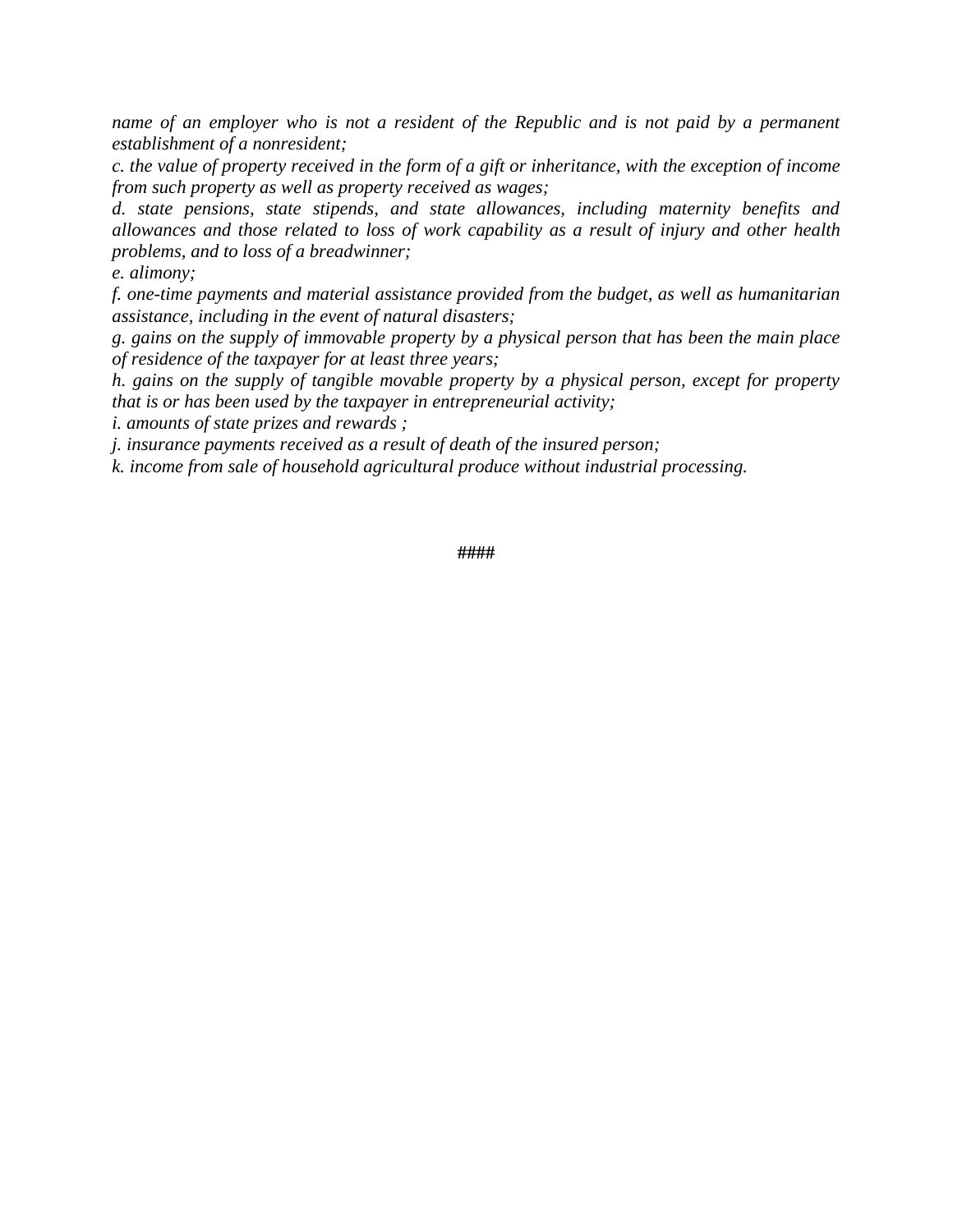*name of an employer who is not a resident of the Republic and is not paid by a permanent establishment of a nonresident;*

*c. the value of property received in the form of a gift or inheritance, with the exception of income from such property as well as property received as wages;*

*d. state pensions, state stipends, and state allowances, including maternity benefits and allowances and those related to loss of work capability as a result of injury and other health problems, and to loss of a breadwinner;*

*e. alimony;*

*f. one-time payments and material assistance provided from the budget, as well as humanitarian assistance, including in the event of natural disasters;*

*g. gains on the supply of immovable property by a physical person that has been the main place of residence of the taxpayer for at least three years;*

*h. gains on the supply of tangible movable property by a physical person, except for property that is or has been used by the taxpayer in entrepreneurial activity;*

*i. amounts of state prizes and rewards ;*

*j. insurance payments received as a result of death of the insured person;*

*k. income from sale of household agricultural produce without industrial processing.*

**####**